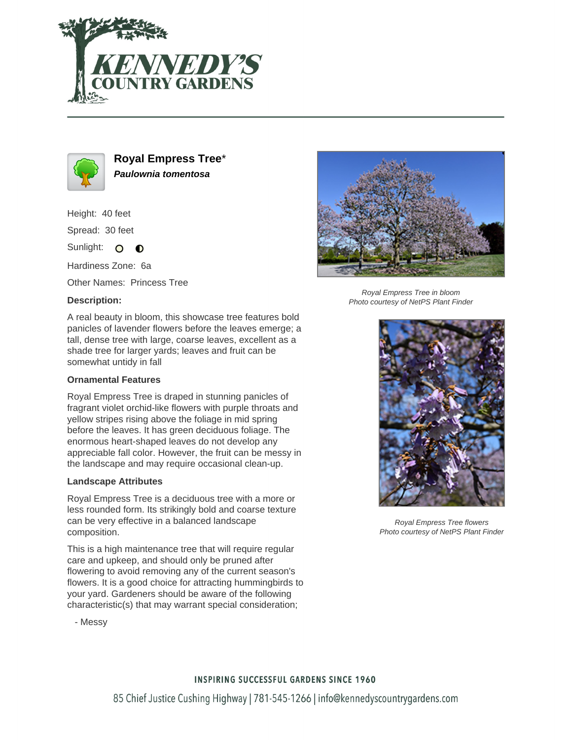# Royal Empress Tree*

***Paulownia tomentosa***

Height: 40 feet

Spread: 30 feet

Sunlight:

Hardiness Zone: 6a

Other Names: Princess Tree

**Description:**

A real beauty in bloom, this showcase tree features bold panicles of lavender flowers before the leaves emerge; a tall, dense tree with large, coarse leaves, excellent as a shade tree for larger yards; leaves and fruit can be somewhat untidy in fall

**Ornamental Features**

Royal Empress Tree is draped in stunning panicles of fragrant violet orchid-like flowers with purple throats and yellow stripes rising above the foliage in mid spring before the leaves. It has green deciduous foliage. The enormous heart-shaped leaves do not develop any appreciable fall color. However, the fruit can be messy in the landscape and may require occasional clean-up.

**Landscape Attributes**

Royal Empress Tree is a deciduous tree with a more or less rounded form. Its strikingly bold and coarse texture can be very effective in a balanced landscape composition.

This is a high maintenance tree that will require regular care and upkeep, and should only be pruned after flowering to avoid removing any of the current season's flowers. It is a good choice for attracting hummingbirds to your yard. Gardeners should be aware of the following characteristic(s) that may warrant special consideration;

- Messy

*Royal Empress Tree in bloom*
*Photo courtesy of NetPS Plant Finder*

*Royal Empress Tree flowers*
*Photo courtesy of NetPS Plant Finder*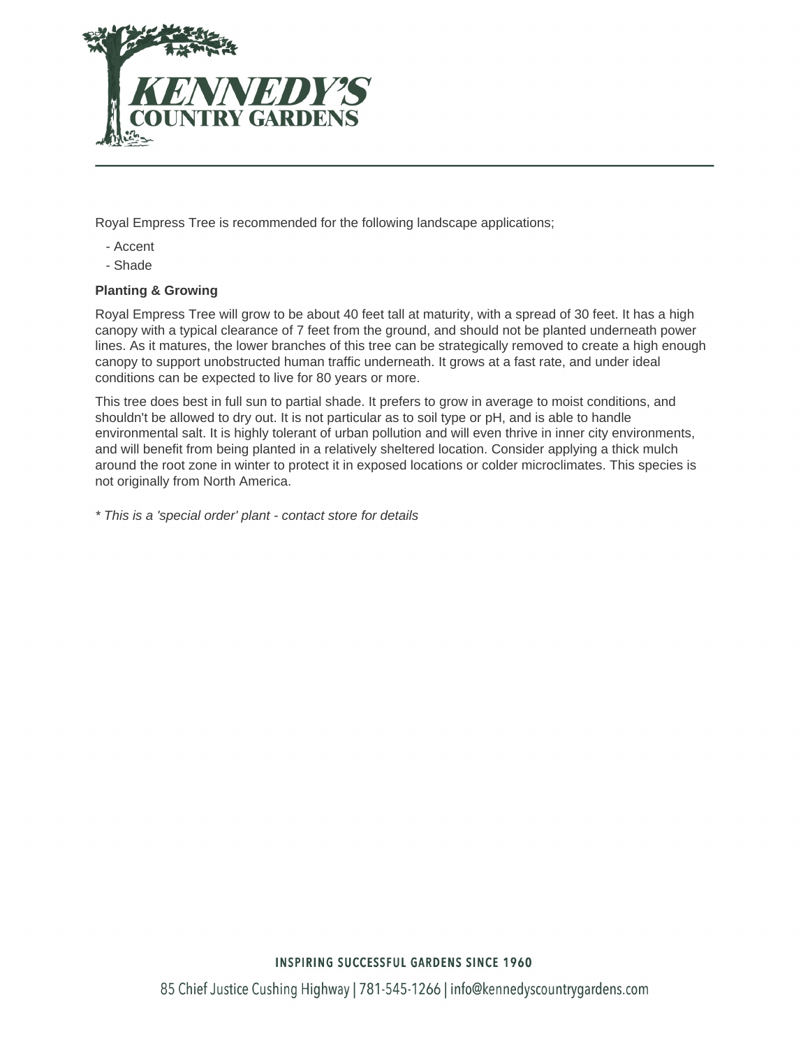Royal Empress Tree is recommended for the following landscape applications;

- Accent
- Shade

**Planting & Growing**

Royal Empress Tree will grow to be about 40 feet tall at maturity, with a spread of 30 feet. It has a high canopy with a typical clearance of 7 feet from the ground, and should not be planted underneath power lines. As it matures, the lower branches of this tree can be strategically removed to create a high enough canopy to support unobstructed human traffic underneath. It grows at a fast rate, and under ideal conditions can be expected to live for 80 years or more.

This tree does best in full sun to partial shade. It prefers to grow in average to moist conditions, and shouldn't be allowed to dry out. It is not particular as to soil type or pH, and is able to handle environmental salt. It is highly tolerant of urban pollution and will even thrive in inner city environments, and will benefit from being planted in a relatively sheltered location. Consider applying a thick mulch around the root zone in winter to protect it in exposed locations or colder microclimates. This species is not originally from North America.

*\* This is a 'special order' plant - contact store for details*